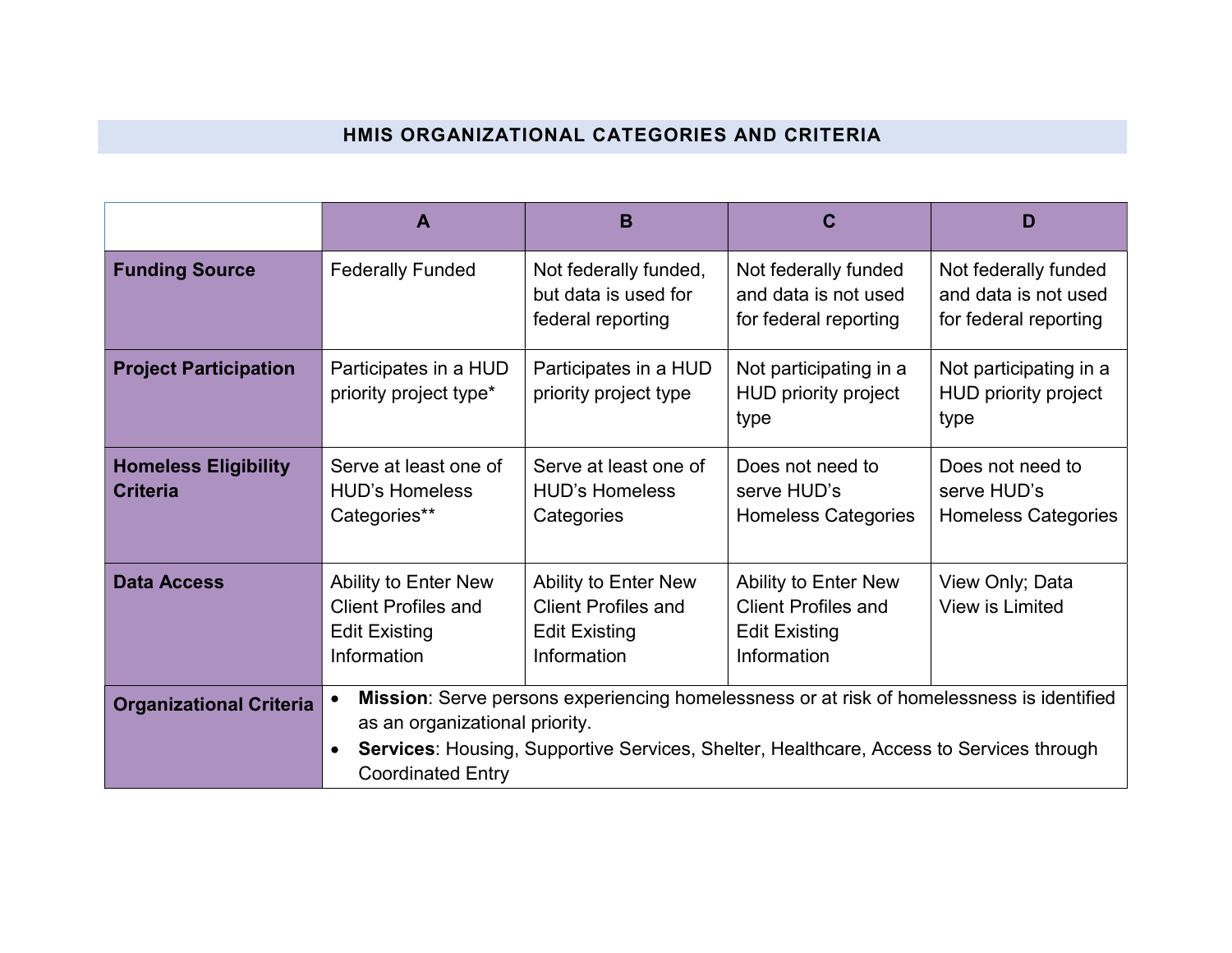## HMIS ORGANIZATIONAL CATEGORIES AND CRITERIA

| | A | B | C | D |
|---|---|---|---|---|
| **Funding Source** | Federally Funded | Not federally funded, but data is used for federal reporting | Not federally funded and data is not used for federal reporting | Not federally funded and data is not used for federal reporting |
| **Project Participation** | Participates in a HUD priority project type* | Participates in a HUD priority project type | Not participating in a HUD priority project type | Not participating in a HUD priority project type |
| **Homeless Eligibility Criteria** | Serve at least one of HUD's Homeless Categories** | Serve at least one of HUD's Homeless Categories | Does not need to serve HUD's Homeless Categories | Does not need to serve HUD's Homeless Categories |
| **Data Access** | Ability to Enter New Client Profiles and Edit Existing Information | Ability to Enter New Client Profiles and Edit Existing Information | Ability to Enter New Client Profiles and Edit Existing Information | View Only; Data View is Limited |
| **Organizational Criteria** | • **Mission**: Serve persons experiencing homelessness or at risk of homelessness is identified as an organizational priority. • **Services**: Housing, Supportive Services, Shelter, Healthcare, Access to Services through Coordinated Entry | | | |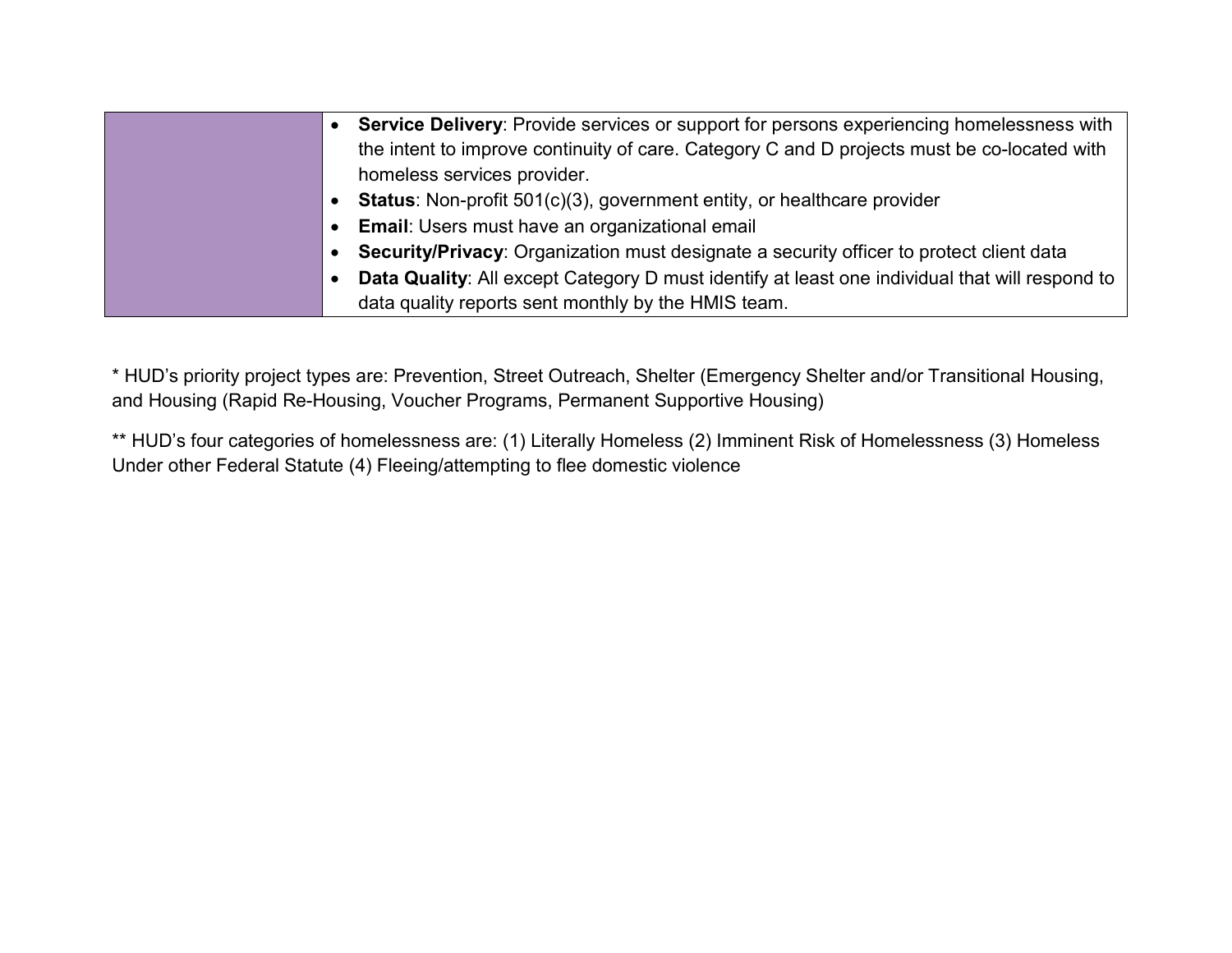| | |
|---|---|
| | • **Service Delivery**: Provide services or support for persons experiencing homelessness with the intent to improve continuity of care. Category C and D projects must be co-located with homeless services provider.<br>• **Status**: Non-profit 501(c)(3), government entity, or healthcare provider<br>• **Email**: Users must have an organizational email<br>• **Security/Privacy**: Organization must designate a security officer to protect client data<br>• **Data Quality**: All except Category D must identify at least one individual that will respond to data quality reports sent monthly by the HMIS team. |

* HUD's priority project types are: Prevention, Street Outreach, Shelter (Emergency Shelter and/or Transitional Housing, and Housing (Rapid Re-Housing, Voucher Programs, Permanent Supportive Housing)

** HUD's four categories of homelessness are: (1) Literally Homeless (2) Imminent Risk of Homelessness (3) Homeless Under other Federal Statute (4) Fleeing/attempting to flee domestic violence